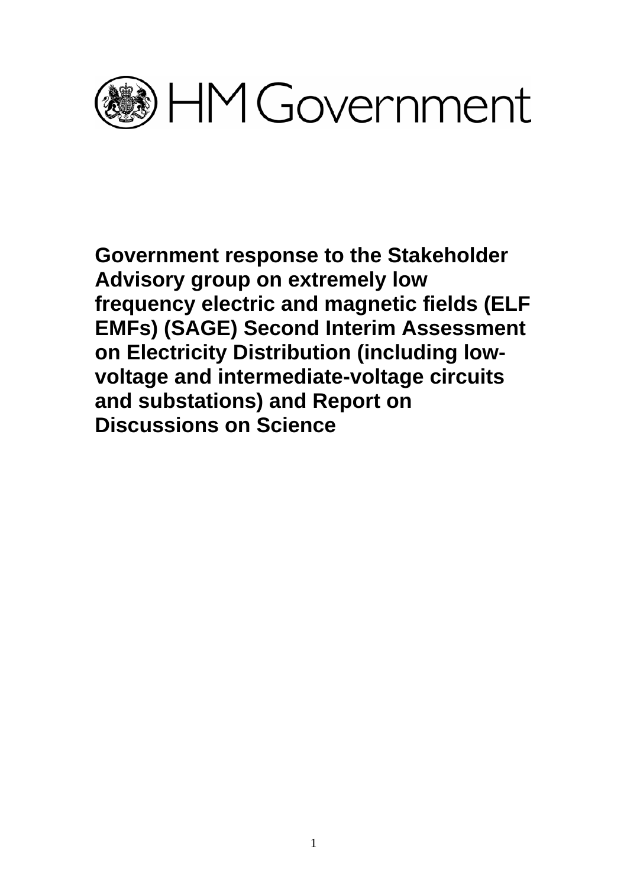HM Government

# Government response to the Stakeholder Advisory group on extremely low frequency electric and magnetic fields (ELF EMFs) (SAGE) Second Interim Assessment on Electricity Distribution (including low-voltage and intermediate-voltage circuits and substations) and Report on Discussions on Science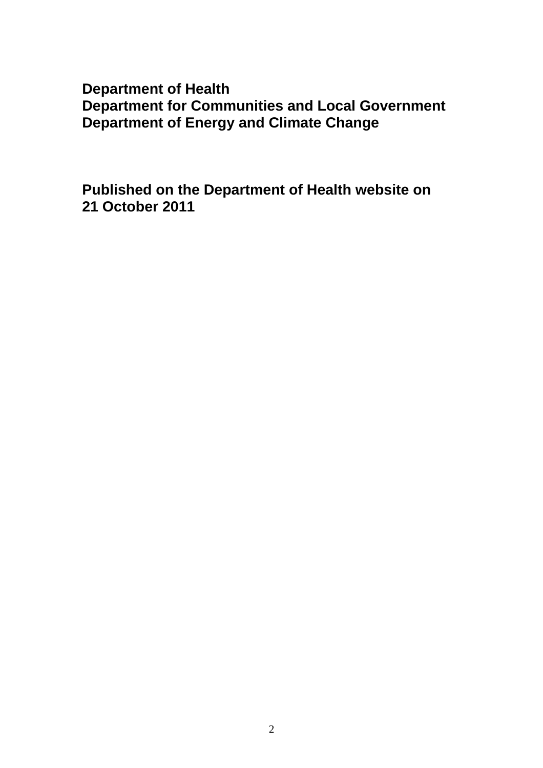**Department of Health**
**Department for Communities and Local Government**
**Department of Energy and Climate Change**

**Published on the Department of Health website on 21 October 2011**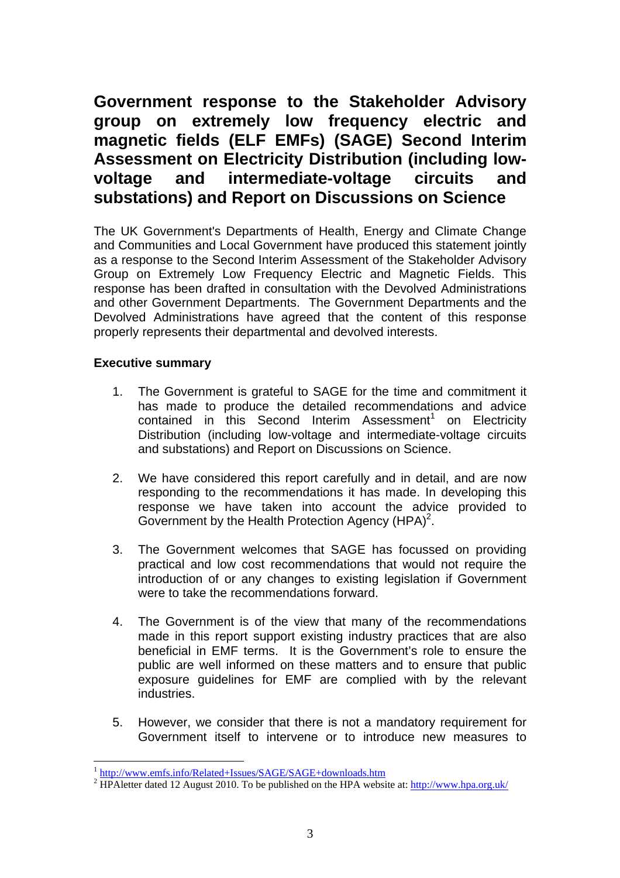# Government response to the Stakeholder Advisory group on extremely low frequency electric and magnetic fields (ELF EMFs) (SAGE) Second Interim Assessment on Electricity Distribution (including low-voltage and intermediate-voltage circuits and substations) and Report on Discussions on Science

The UK Government's Departments of Health, Energy and Climate Change and Communities and Local Government have produced this statement jointly as a response to the Second Interim Assessment of the Stakeholder Advisory Group on Extremely Low Frequency Electric and Magnetic Fields. This response has been drafted in consultation with the Devolved Administrations and other Government Departments. The Government Departments and the Devolved Administrations have agreed that the content of this response properly represents their departmental and devolved interests.

**Executive summary**

1. The Government is grateful to SAGE for the time and commitment it has made to produce the detailed recommendations and advice contained in this Second Interim Assessment[1] on Electricity Distribution (including low-voltage and intermediate-voltage circuits and substations) and Report on Discussions on Science.

2. We have considered this report carefully and in detail, and are now responding to the recommendations it has made. In developing this response we have taken into account the advice provided to Government by the Health Protection Agency (HPA)[2].

3. The Government welcomes that SAGE has focussed on providing practical and low cost recommendations that would not require the introduction of or any changes to existing legislation if Government were to take the recommendations forward.

4. The Government is of the view that many of the recommendations made in this report support existing industry practices that are also beneficial in EMF terms. It is the Government's role to ensure the public are well informed on these matters and to ensure that public exposure guidelines for EMF are complied with by the relevant industries.

5. However, we consider that there is not a mandatory requirement for Government itself to intervene or to introduce new measures to

---

[1] http://www.emfs.info/Related+Issues/SAGE/SAGE+downloads.htm

[2] HPAletter dated 12 August 2010. To be published on the HPA website at: http://www.hpa.org.uk/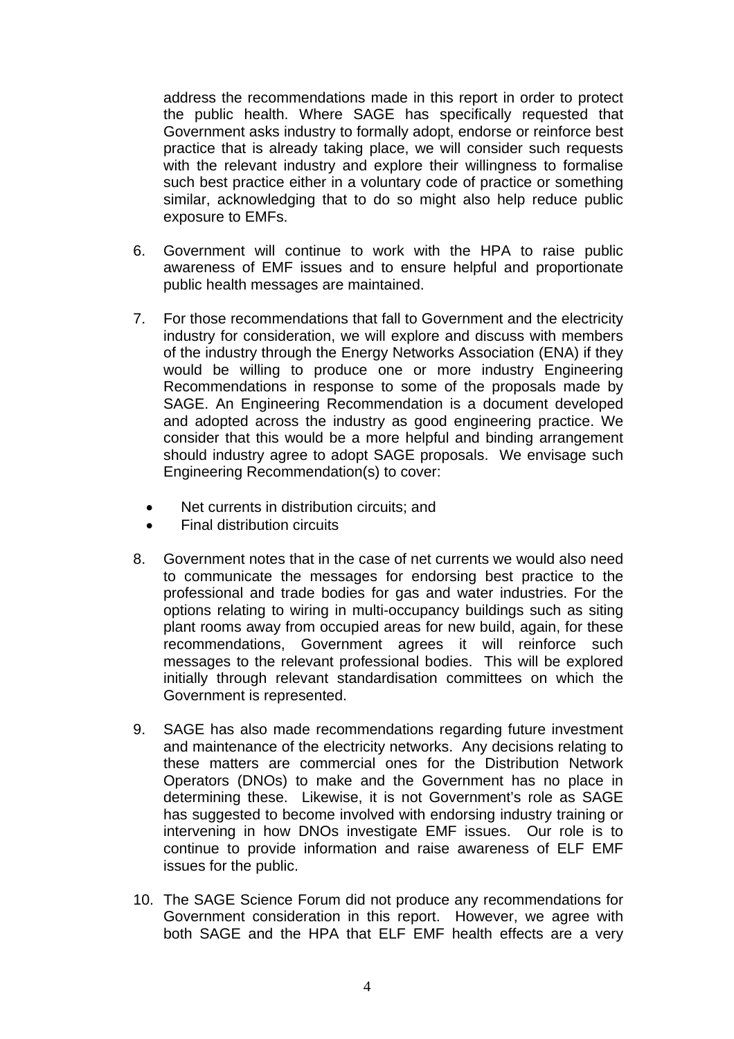address the recommendations made in this report in order to protect the public health. Where SAGE has specifically requested that Government asks industry to formally adopt, endorse or reinforce best practice that is already taking place, we will consider such requests with the relevant industry and explore their willingness to formalise such best practice either in a voluntary code of practice or something similar, acknowledging that to do so might also help reduce public exposure to EMFs.

6. Government will continue to work with the HPA to raise public awareness of EMF issues and to ensure helpful and proportionate public health messages are maintained.

7. For those recommendations that fall to Government and the electricity industry for consideration, we will explore and discuss with members of the industry through the Energy Networks Association (ENA) if they would be willing to produce one or more industry Engineering Recommendations in response to some of the proposals made by SAGE. An Engineering Recommendation is a document developed and adopted across the industry as good engineering practice. We consider that this would be a more helpful and binding arrangement should industry agree to adopt SAGE proposals. We envisage such Engineering Recommendation(s) to cover:

   - Net currents in distribution circuits; and
   - Final distribution circuits

8. Government notes that in the case of net currents we would also need to communicate the messages for endorsing best practice to the professional and trade bodies for gas and water industries. For the options relating to wiring in multi-occupancy buildings such as siting plant rooms away from occupied areas for new build, again, for these recommendations, Government agrees it will reinforce such messages to the relevant professional bodies. This will be explored initially through relevant standardisation committees on which the Government is represented.

9. SAGE has also made recommendations regarding future investment and maintenance of the electricity networks. Any decisions relating to these matters are commercial ones for the Distribution Network Operators (DNOs) to make and the Government has no place in determining these. Likewise, it is not Government's role as SAGE has suggested to become involved with endorsing industry training or intervening in how DNOs investigate EMF issues. Our role is to continue to provide information and raise awareness of ELF EMF issues for the public.

10. The SAGE Science Forum did not produce any recommendations for Government consideration in this report. However, we agree with both SAGE and the HPA that ELF EMF health effects are a very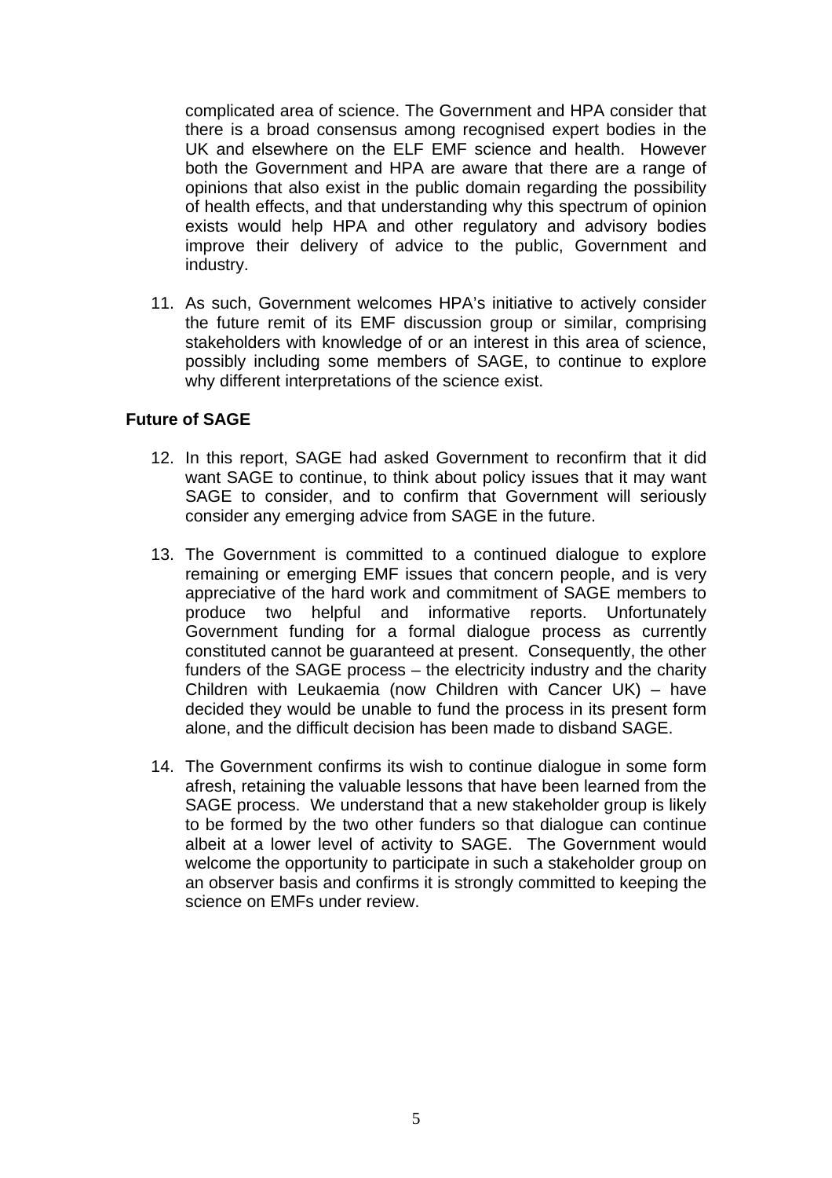complicated area of science. The Government and HPA consider that there is a broad consensus among recognised expert bodies in the UK and elsewhere on the ELF EMF science and health. However both the Government and HPA are aware that there are a range of opinions that also exist in the public domain regarding the possibility of health effects, and that understanding why this spectrum of opinion exists would help HPA and other regulatory and advisory bodies improve their delivery of advice to the public, Government and industry.

11. As such, Government welcomes HPA's initiative to actively consider the future remit of its EMF discussion group or similar, comprising stakeholders with knowledge of or an interest in this area of science, possibly including some members of SAGE, to continue to explore why different interpretations of the science exist.

**Future of SAGE**

12. In this report, SAGE had asked Government to reconfirm that it did want SAGE to continue, to think about policy issues that it may want SAGE to consider, and to confirm that Government will seriously consider any emerging advice from SAGE in the future.

13. The Government is committed to a continued dialogue to explore remaining or emerging EMF issues that concern people, and is very appreciative of the hard work and commitment of SAGE members to produce two helpful and informative reports. Unfortunately Government funding for a formal dialogue process as currently constituted cannot be guaranteed at present. Consequently, the other funders of the SAGE process – the electricity industry and the charity Children with Leukaemia (now Children with Cancer UK) – have decided they would be unable to fund the process in its present form alone, and the difficult decision has been made to disband SAGE.

14. The Government confirms its wish to continue dialogue in some form afresh, retaining the valuable lessons that have been learned from the SAGE process. We understand that a new stakeholder group is likely to be formed by the two other funders so that dialogue can continue albeit at a lower level of activity to SAGE. The Government would welcome the opportunity to participate in such a stakeholder group on an observer basis and confirms it is strongly committed to keeping the science on EMFs under review.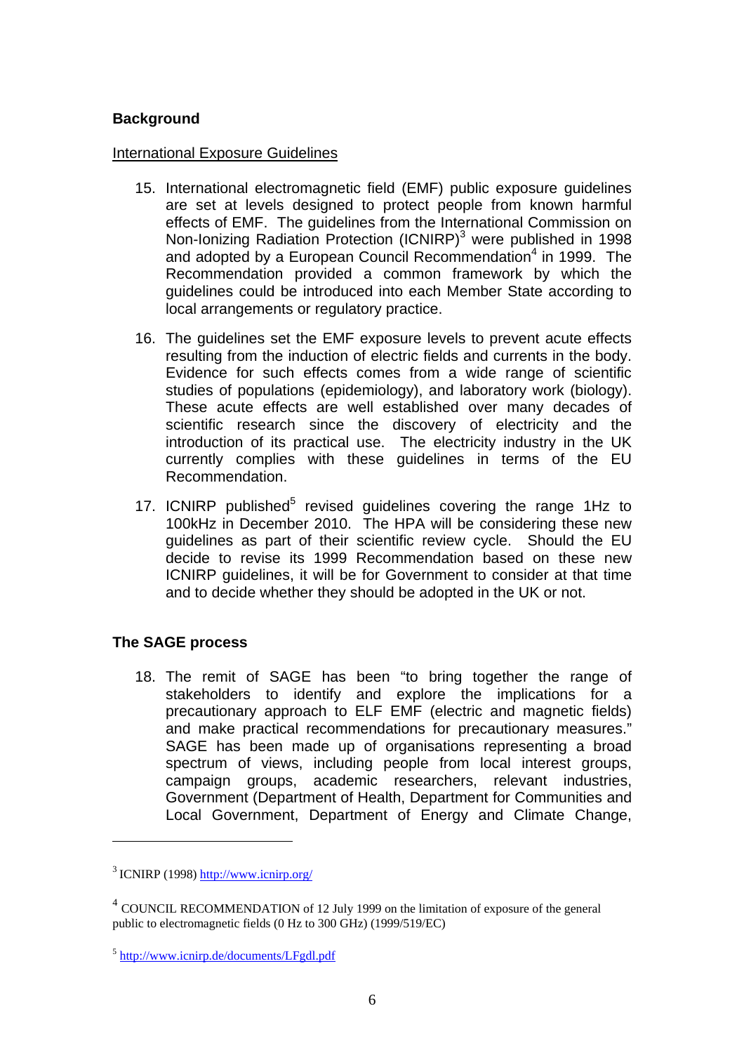## Background

International Exposure Guidelines

15. International electromagnetic field (EMF) public exposure guidelines are set at levels designed to protect people from known harmful effects of EMF. The guidelines from the International Commission on Non-Ionizing Radiation Protection (ICNIRP)[3] were published in 1998 and adopted by a European Council Recommendation[4] in 1999. The Recommendation provided a common framework by which the guidelines could be introduced into each Member State according to local arrangements or regulatory practice.

16. The guidelines set the EMF exposure levels to prevent acute effects resulting from the induction of electric fields and currents in the body. Evidence for such effects comes from a wide range of scientific studies of populations (epidemiology), and laboratory work (biology). These acute effects are well established over many decades of scientific research since the discovery of electricity and the introduction of its practical use. The electricity industry in the UK currently complies with these guidelines in terms of the EU Recommendation.

17. ICNIRP published[5] revised guidelines covering the range 1Hz to 100kHz in December 2010. The HPA will be considering these new guidelines as part of their scientific review cycle. Should the EU decide to revise its 1999 Recommendation based on these new ICNIRP guidelines, it will be for Government to consider at that time and to decide whether they should be adopted in the UK or not.

## The SAGE process

18. The remit of SAGE has been "to bring together the range of stakeholders to identify and explore the implications for a precautionary approach to ELF EMF (electric and magnetic fields) and make practical recommendations for precautionary measures." SAGE has been made up of organisations representing a broad spectrum of views, including people from local interest groups, campaign groups, academic researchers, relevant industries, Government (Department of Health, Department for Communities and Local Government, Department of Energy and Climate Change,

---

[3] ICNIRP (1998) http://www.icnirp.org/

[4] COUNCIL RECOMMENDATION of 12 July 1999 on the limitation of exposure of the general public to electromagnetic fields (0 Hz to 300 GHz) (1999/519/EC)

[5] http://www.icnirp.de/documents/LFgdl.pdf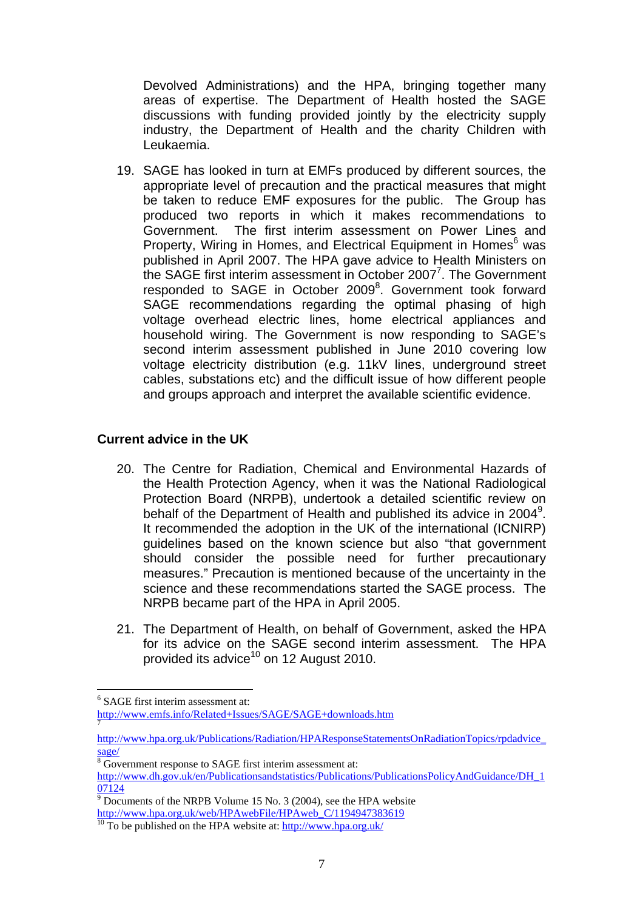Devolved Administrations) and the HPA, bringing together many areas of expertise. The Department of Health hosted the SAGE discussions with funding provided jointly by the electricity supply industry, the Department of Health and the charity Children with Leukaemia.

19. SAGE has looked in turn at EMFs produced by different sources, the appropriate level of precaution and the practical measures that might be taken to reduce EMF exposures for the public. The Group has produced two reports in which it makes recommendations to Government. The first interim assessment on Power Lines and Property, Wiring in Homes, and Electrical Equipment in Homes[6] was published in April 2007. The HPA gave advice to Health Ministers on the SAGE first interim assessment in October 2007[7]. The Government responded to SAGE in October 2009[8]. Government took forward SAGE recommendations regarding the optimal phasing of high voltage overhead electric lines, home electrical appliances and household wiring. The Government is now responding to SAGE's second interim assessment published in June 2010 covering low voltage electricity distribution (e.g. 11kV lines, underground street cables, substations etc) and the difficult issue of how different people and groups approach and interpret the available scientific evidence.

### Current advice in the UK

20. The Centre for Radiation, Chemical and Environmental Hazards of the Health Protection Agency, when it was the National Radiological Protection Board (NRPB), undertook a detailed scientific review on behalf of the Department of Health and published its advice in 2004[9]. It recommended the adoption in the UK of the international (ICNIRP) guidelines based on the known science but also "that government should consider the possible need for further precautionary measures." Precaution is mentioned because of the uncertainty in the science and these recommendations started the SAGE process. The NRPB became part of the HPA in April 2005.

21. The Department of Health, on behalf of Government, asked the HPA for its advice on the SAGE second interim assessment. The HPA provided its advice[10] on 12 August 2010.

---

[6] SAGE first interim assessment at: http://www.emfs.info/Related+Issues/SAGE/SAGE+downloads.htm

[7] http://www.hpa.org.uk/Publications/Radiation/HPAResponseStatementsOnRadiationTopics/rpdadvice_sage/

[8] Government response to SAGE first interim assessment at: http://www.dh.gov.uk/en/Publicationsandstatistics/Publications/PublicationsPolicyAndGuidance/DH_107124

[9] Documents of the NRPB Volume 15 No. 3 (2004), see the HPA website http://www.hpa.org.uk/web/HPAwebFile/HPAweb_C/1194947383619

[10] To be published on the HPA website at: http://www.hpa.org.uk/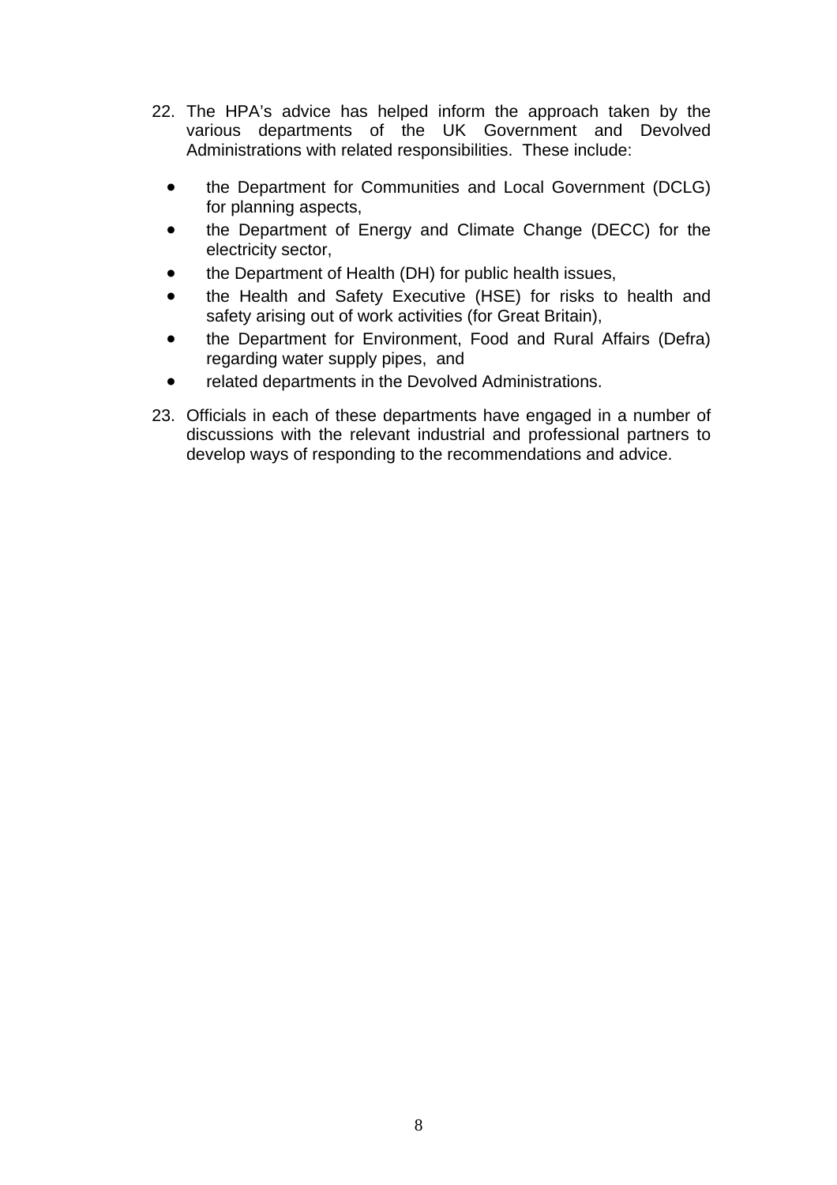22. The HPA's advice has helped inform the approach taken by the various departments of the UK Government and Devolved Administrations with related responsibilities. These include:

    - the Department for Communities and Local Government (DCLG) for planning aspects,
    - the Department of Energy and Climate Change (DECC) for the electricity sector,
    - the Department of Health (DH) for public health issues,
    - the Health and Safety Executive (HSE) for risks to health and safety arising out of work activities (for Great Britain),
    - the Department for Environment, Food and Rural Affairs (Defra) regarding water supply pipes, and
    - related departments in the Devolved Administrations.

23. Officials in each of these departments have engaged in a number of discussions with the relevant industrial and professional partners to develop ways of responding to the recommendations and advice.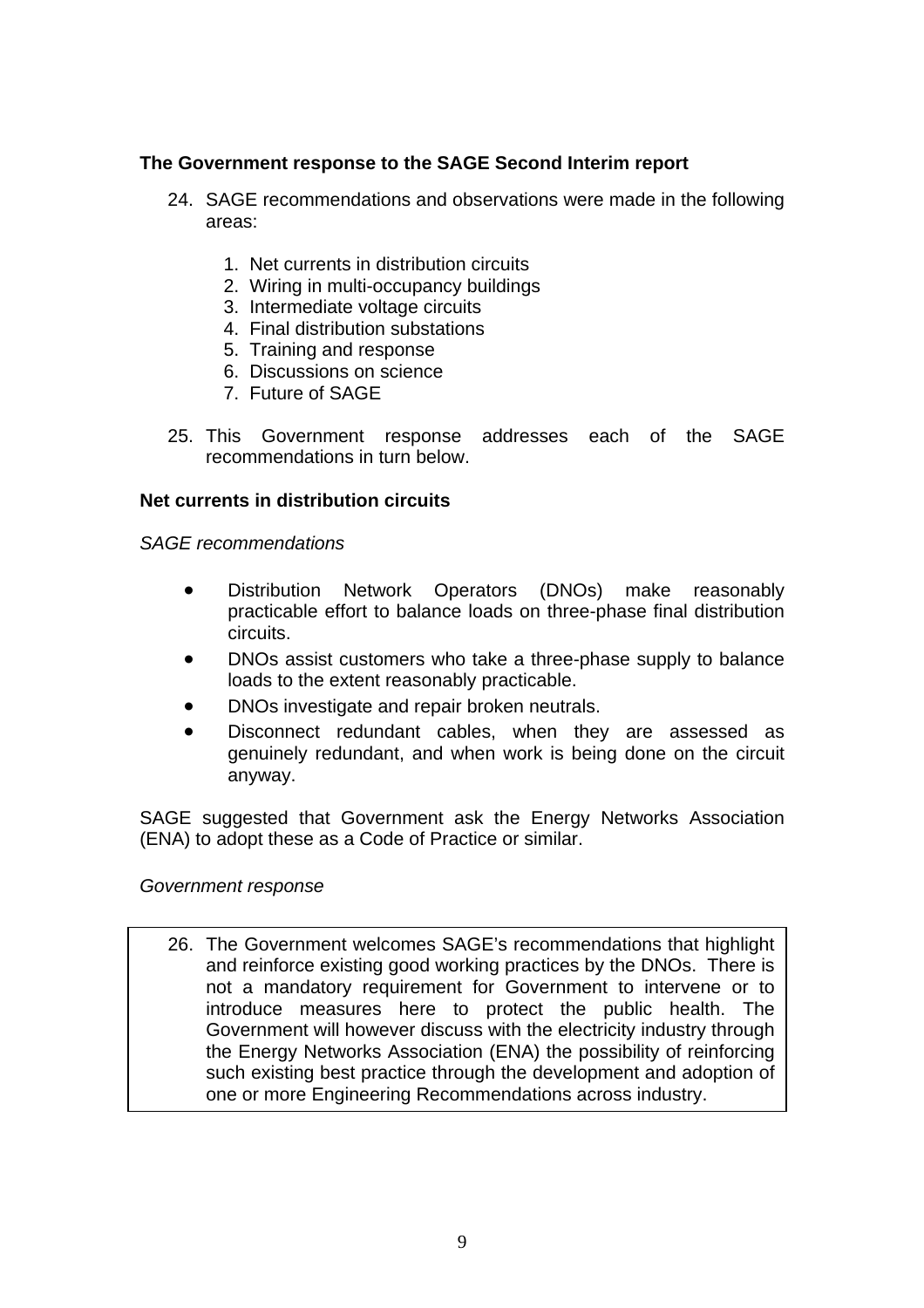### The Government response to the SAGE Second Interim report

24. SAGE recommendations and observations were made in the following areas:

    1. Net currents in distribution circuits
    2. Wiring in multi-occupancy buildings
    3. Intermediate voltage circuits
    4. Final distribution substations
    5. Training and response
    6. Discussions on science
    7. Future of SAGE

25. This Government response addresses each of the SAGE recommendations in turn below.

### Net currents in distribution circuits

*SAGE recommendations*

- Distribution Network Operators (DNOs) make reasonably practicable effort to balance loads on three-phase final distribution circuits.
- DNOs assist customers who take a three-phase supply to balance loads to the extent reasonably practicable.
- DNOs investigate and repair broken neutrals.
- Disconnect redundant cables, when they are assessed as genuinely redundant, and when work is being done on the circuit anyway.

SAGE suggested that Government ask the Energy Networks Association (ENA) to adopt these as a Code of Practice or similar.

*Government response*

26. The Government welcomes SAGE's recommendations that highlight and reinforce existing good working practices by the DNOs. There is not a mandatory requirement for Government to intervene or to introduce measures here to protect the public health. The Government will however discuss with the electricity industry through the Energy Networks Association (ENA) the possibility of reinforcing such existing best practice through the development and adoption of one or more Engineering Recommendations across industry.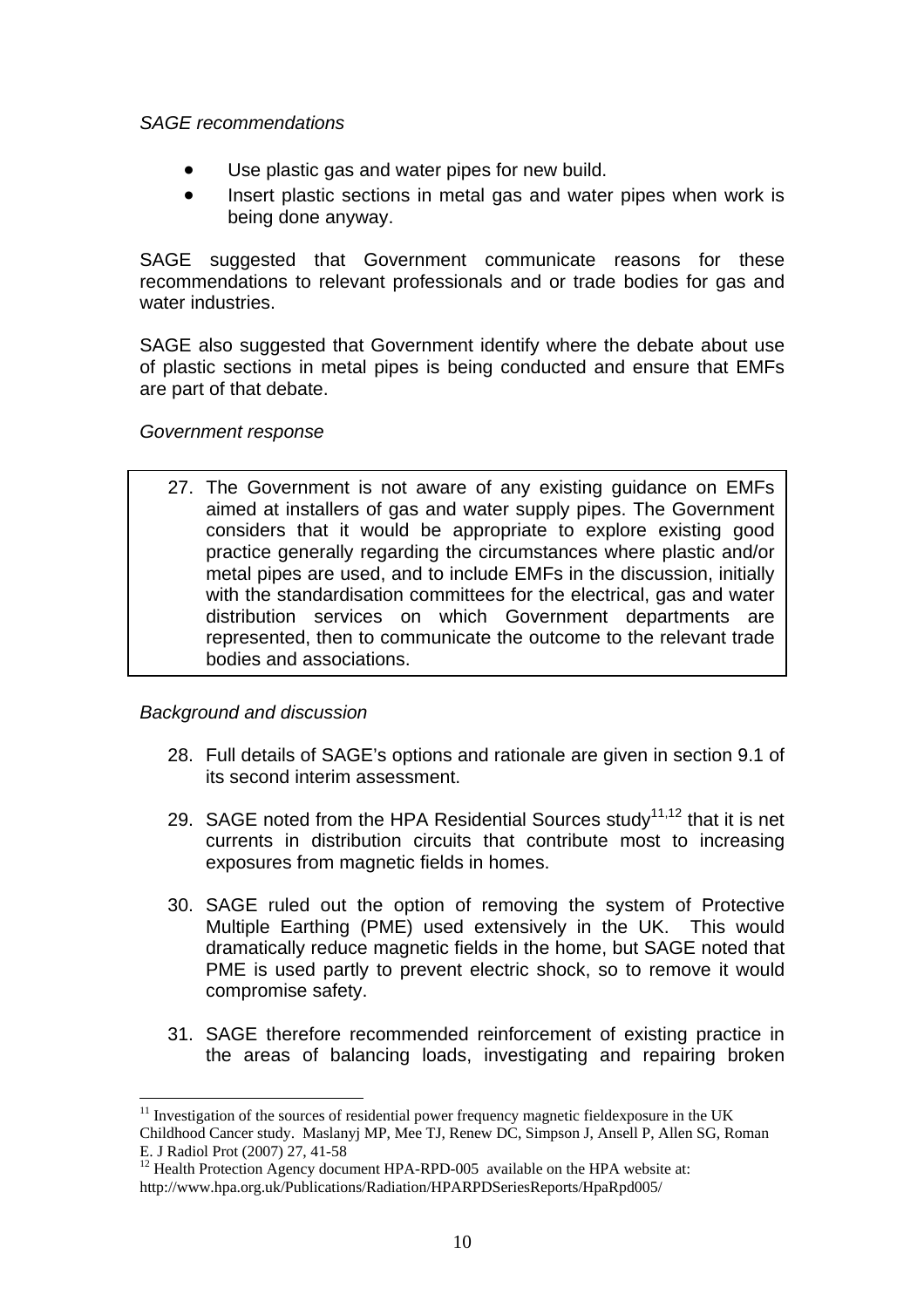*SAGE recommendations*

- Use plastic gas and water pipes for new build.
- Insert plastic sections in metal gas and water pipes when work is being done anyway.

SAGE suggested that Government communicate reasons for these recommendations to relevant professionals and or trade bodies for gas and water industries.

SAGE also suggested that Government identify where the debate about use of plastic sections in metal pipes is being conducted and ensure that EMFs are part of that debate.

*Government response*

27. The Government is not aware of any existing guidance on EMFs aimed at installers of gas and water supply pipes. The Government considers that it would be appropriate to explore existing good practice generally regarding the circumstances where plastic and/or metal pipes are used, and to include EMFs in the discussion, initially with the standardisation committees for the electrical, gas and water distribution services on which Government departments are represented, then to communicate the outcome to the relevant trade bodies and associations.

*Background and discussion*

28. Full details of SAGE's options and rationale are given in section 9.1 of its second interim assessment.

29. SAGE noted from the HPA Residential Sources study[11,12] that it is net currents in distribution circuits that contribute most to increasing exposures from magnetic fields in homes.

30. SAGE ruled out the option of removing the system of Protective Multiple Earthing (PME) used extensively in the UK. This would dramatically reduce magnetic fields in the home, but SAGE noted that PME is used partly to prevent electric shock, so to remove it would compromise safety.

31. SAGE therefore recommended reinforcement of existing practice in the areas of balancing loads, investigating and repairing broken

---

[11] Investigation of the sources of residential power frequency magnetic fieldexposure in the UK Childhood Cancer study. Maslanyj MP, Mee TJ, Renew DC, Simpson J, Ansell P, Allen SG, Roman E. J Radiol Prot (2007) 27, 41-58

[12] Health Protection Agency document HPA-RPD-005 available on the HPA website at: http://www.hpa.org.uk/Publications/Radiation/HPARPDSeriesReports/HpaRpd005/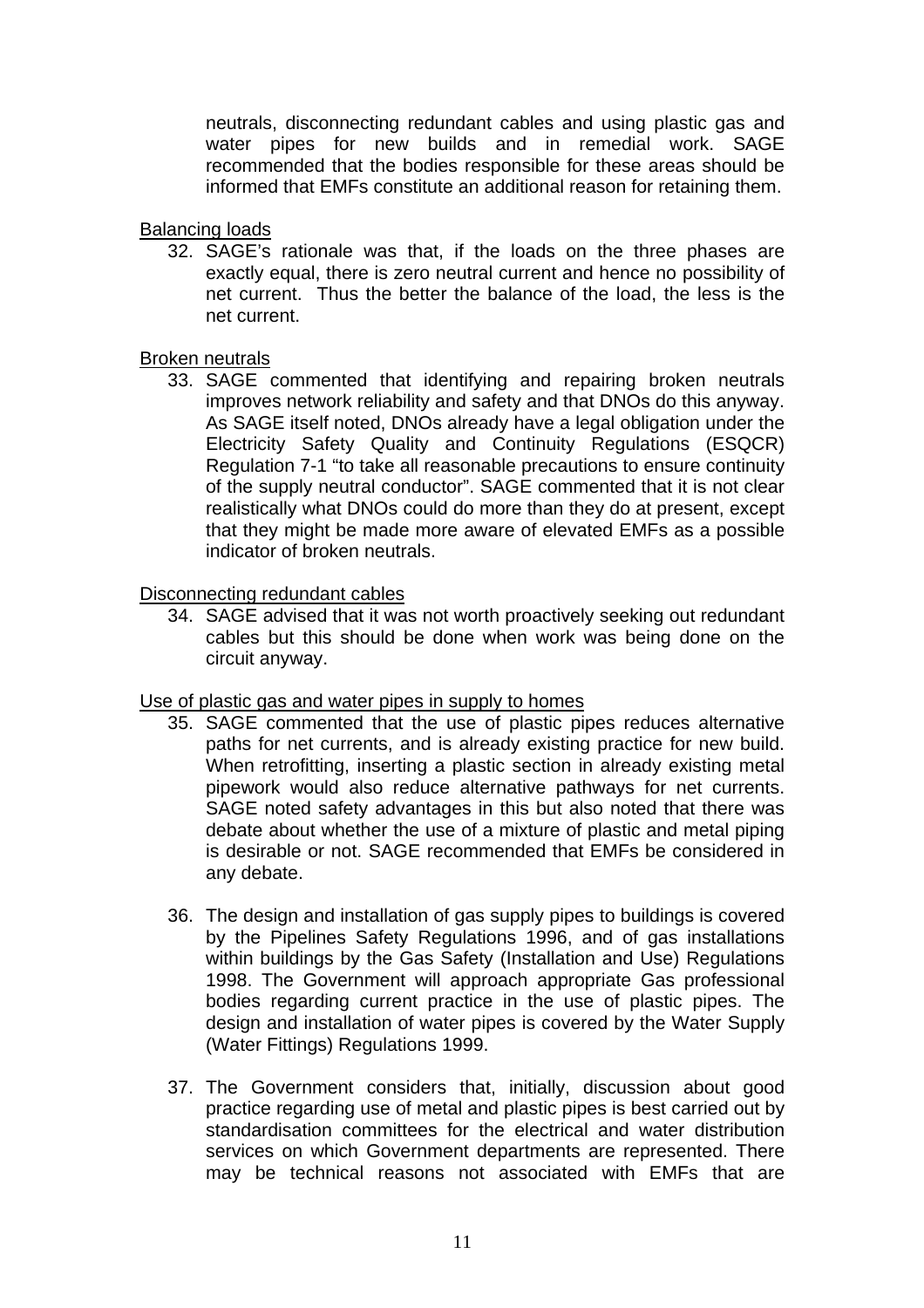neutrals, disconnecting redundant cables and using plastic gas and water pipes for new builds and in remedial work. SAGE recommended that the bodies responsible for these areas should be informed that EMFs constitute an additional reason for retaining them.

Balancing loads

32. SAGE's rationale was that, if the loads on the three phases are exactly equal, there is zero neutral current and hence no possibility of net current. Thus the better the balance of the load, the less is the net current.

Broken neutrals

33. SAGE commented that identifying and repairing broken neutrals improves network reliability and safety and that DNOs do this anyway. As SAGE itself noted, DNOs already have a legal obligation under the Electricity Safety Quality and Continuity Regulations (ESQCR) Regulation 7-1 "to take all reasonable precautions to ensure continuity of the supply neutral conductor". SAGE commented that it is not clear realistically what DNOs could do more than they do at present, except that they might be made more aware of elevated EMFs as a possible indicator of broken neutrals.

Disconnecting redundant cables

34. SAGE advised that it was not worth proactively seeking out redundant cables but this should be done when work was being done on the circuit anyway.

Use of plastic gas and water pipes in supply to homes

35. SAGE commented that the use of plastic pipes reduces alternative paths for net currents, and is already existing practice for new build. When retrofitting, inserting a plastic section in already existing metal pipework would also reduce alternative pathways for net currents. SAGE noted safety advantages in this but also noted that there was debate about whether the use of a mixture of plastic and metal piping is desirable or not. SAGE recommended that EMFs be considered in any debate.

36. The design and installation of gas supply pipes to buildings is covered by the Pipelines Safety Regulations 1996, and of gas installations within buildings by the Gas Safety (Installation and Use) Regulations 1998. The Government will approach appropriate Gas professional bodies regarding current practice in the use of plastic pipes. The design and installation of water pipes is covered by the Water Supply (Water Fittings) Regulations 1999.

37. The Government considers that, initially, discussion about good practice regarding use of metal and plastic pipes is best carried out by standardisation committees for the electrical and water distribution services on which Government departments are represented. There may be technical reasons not associated with EMFs that are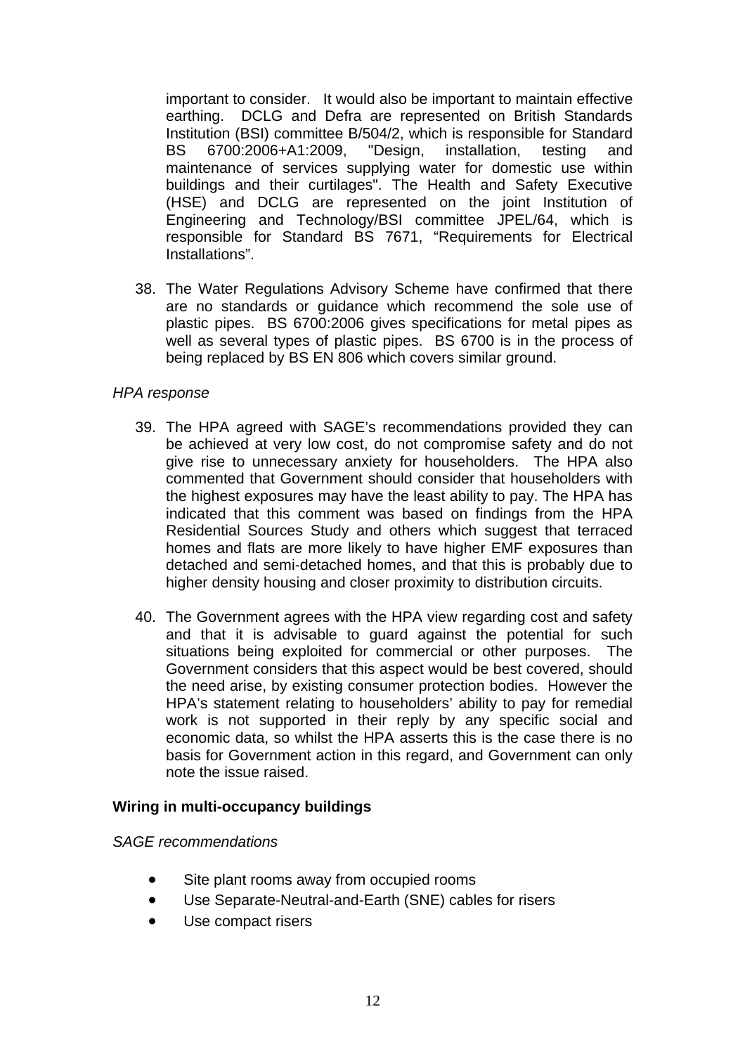important to consider. It would also be important to maintain effective earthing. DCLG and Defra are represented on British Standards Institution (BSI) committee B/504/2, which is responsible for Standard BS 6700:2006+A1:2009, "Design, installation, testing and maintenance of services supplying water for domestic use within buildings and their curtilages". The Health and Safety Executive (HSE) and DCLG are represented on the joint Institution of Engineering and Technology/BSI committee JPEL/64, which is responsible for Standard BS 7671, “Requirements for Electrical Installations”.

38. The Water Regulations Advisory Scheme have confirmed that there are no standards or guidance which recommend the sole use of plastic pipes. BS 6700:2006 gives specifications for metal pipes as well as several types of plastic pipes. BS 6700 is in the process of being replaced by BS EN 806 which covers similar ground.

*HPA response*

39. The HPA agreed with SAGE’s recommendations provided they can be achieved at very low cost, do not compromise safety and do not give rise to unnecessary anxiety for householders. The HPA also commented that Government should consider that householders with the highest exposures may have the least ability to pay. The HPA has indicated that this comment was based on findings from the HPA Residential Sources Study and others which suggest that terraced homes and flats are more likely to have higher EMF exposures than detached and semi-detached homes, and that this is probably due to higher density housing and closer proximity to distribution circuits.

40. The Government agrees with the HPA view regarding cost and safety and that it is advisable to guard against the potential for such situations being exploited for commercial or other purposes. The Government considers that this aspect would be best covered, should the need arise, by existing consumer protection bodies. However the HPA’s statement relating to householders’ ability to pay for remedial work is not supported in their reply by any specific social and economic data, so whilst the HPA asserts this is the case there is no basis for Government action in this regard, and Government can only note the issue raised.

**Wiring in multi-occupancy buildings**

*SAGE recommendations*

- Site plant rooms away from occupied rooms
- Use Separate-Neutral-and-Earth (SNE) cables for risers
- Use compact risers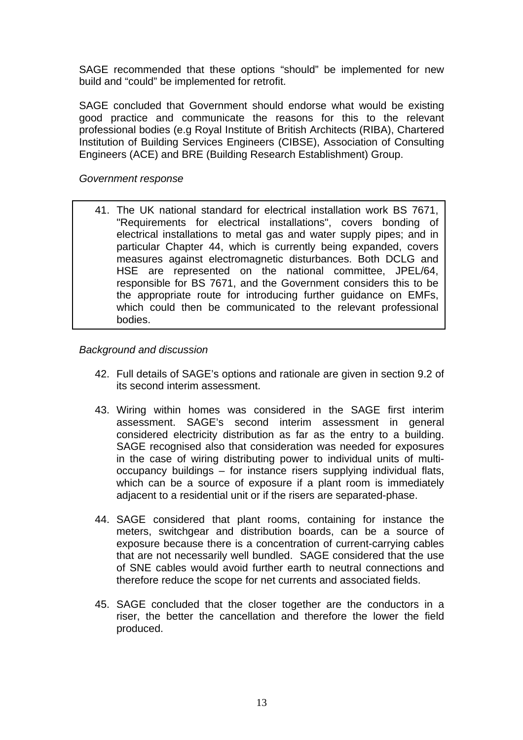SAGE recommended that these options “should” be implemented for new build and “could” be implemented for retrofit.

SAGE concluded that Government should endorse what would be existing good practice and communicate the reasons for this to the relevant professional bodies (e.g Royal Institute of British Architects (RIBA), Chartered Institution of Building Services Engineers (CIBSE), Association of Consulting Engineers (ACE) and BRE (Building Research Establishment) Group.

*Government response*

41. The UK national standard for electrical installation work BS 7671, "Requirements for electrical installations", covers bonding of electrical installations to metal gas and water supply pipes; and in particular Chapter 44, which is currently being expanded, covers measures against electromagnetic disturbances. Both DCLG and HSE are represented on the national committee, JPEL/64, responsible for BS 7671, and the Government considers this to be the appropriate route for introducing further guidance on EMFs, which could then be communicated to the relevant professional bodies.

*Background and discussion*

42. Full details of SAGE’s options and rationale are given in section 9.2 of its second interim assessment.

43. Wiring within homes was considered in the SAGE first interim assessment. SAGE’s second interim assessment in general considered electricity distribution as far as the entry to a building. SAGE recognised also that consideration was needed for exposures in the case of wiring distributing power to individual units of multi-occupancy buildings – for instance risers supplying individual flats, which can be a source of exposure if a plant room is immediately adjacent to a residential unit or if the risers are separated-phase.

44. SAGE considered that plant rooms, containing for instance the meters, switchgear and distribution boards, can be a source of exposure because there is a concentration of current-carrying cables that are not necessarily well bundled. SAGE considered that the use of SNE cables would avoid further earth to neutral connections and therefore reduce the scope for net currents and associated fields.

45. SAGE concluded that the closer together are the conductors in a riser, the better the cancellation and therefore the lower the field produced.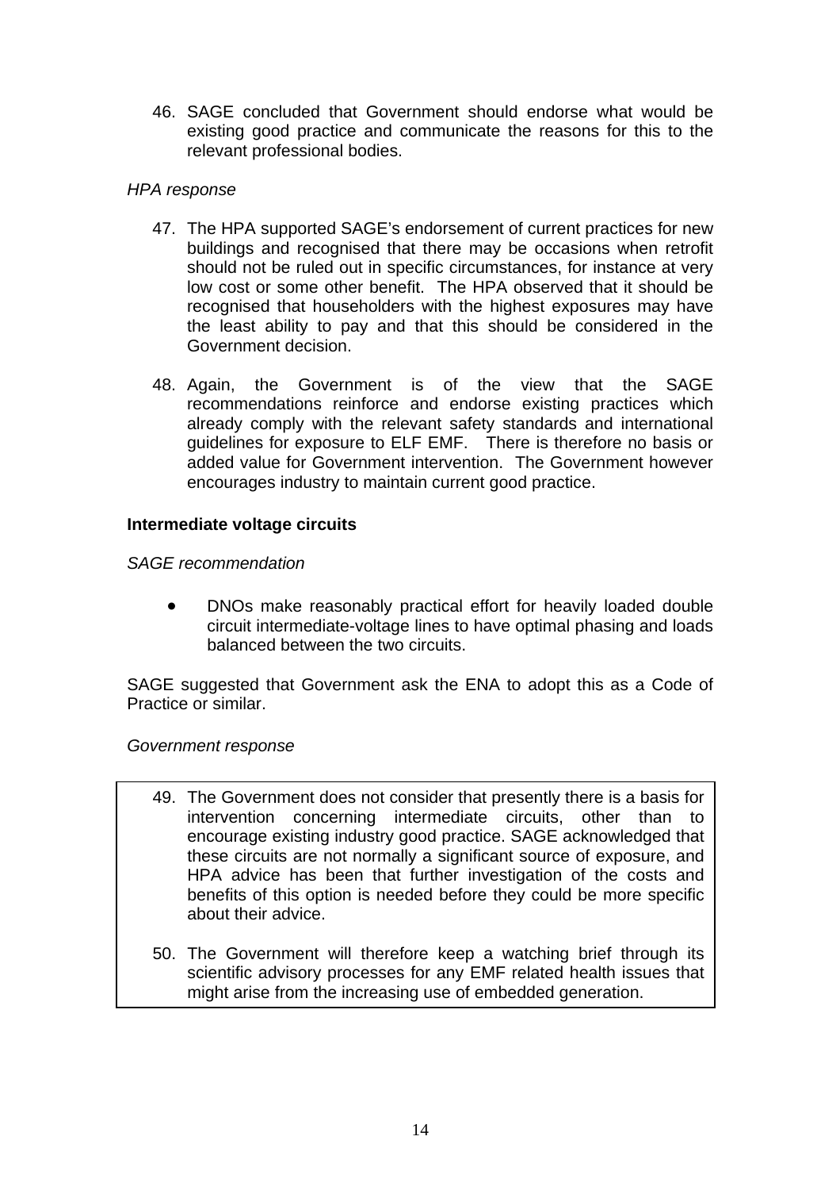46. SAGE concluded that Government should endorse what would be existing good practice and communicate the reasons for this to the relevant professional bodies.

*HPA response*

47. The HPA supported SAGE's endorsement of current practices for new buildings and recognised that there may be occasions when retrofit should not be ruled out in specific circumstances, for instance at very low cost or some other benefit. The HPA observed that it should be recognised that householders with the highest exposures may have the least ability to pay and that this should be considered in the Government decision.

48. Again, the Government is of the view that the SAGE recommendations reinforce and endorse existing practices which already comply with the relevant safety standards and international guidelines for exposure to ELF EMF. There is therefore no basis or added value for Government intervention. The Government however encourages industry to maintain current good practice.

**Intermediate voltage circuits**

*SAGE recommendation*

- DNOs make reasonably practical effort for heavily loaded double circuit intermediate-voltage lines to have optimal phasing and loads balanced between the two circuits.

SAGE suggested that Government ask the ENA to adopt this as a Code of Practice or similar.

*Government response*

49. The Government does not consider that presently there is a basis for intervention concerning intermediate circuits, other than to encourage existing industry good practice. SAGE acknowledged that these circuits are not normally a significant source of exposure, and HPA advice has been that further investigation of the costs and benefits of this option is needed before they could be more specific about their advice.

50. The Government will therefore keep a watching brief through its scientific advisory processes for any EMF related health issues that might arise from the increasing use of embedded generation.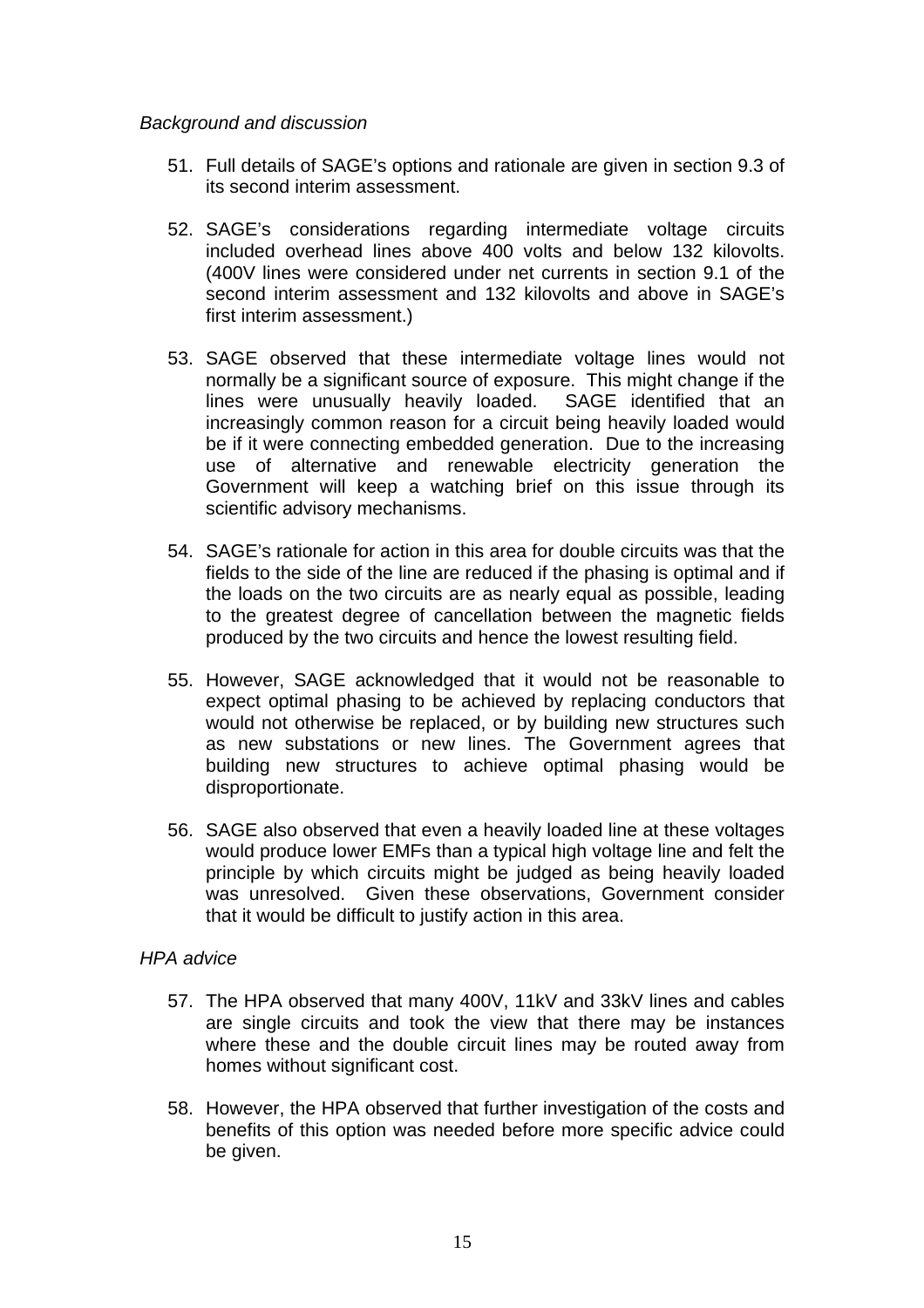*Background and discussion*

51. Full details of SAGE's options and rationale are given in section 9.3 of its second interim assessment.

52. SAGE's considerations regarding intermediate voltage circuits included overhead lines above 400 volts and below 132 kilovolts. (400V lines were considered under net currents in section 9.1 of the second interim assessment and 132 kilovolts and above in SAGE's first interim assessment.)

53. SAGE observed that these intermediate voltage lines would not normally be a significant source of exposure. This might change if the lines were unusually heavily loaded. SAGE identified that an increasingly common reason for a circuit being heavily loaded would be if it were connecting embedded generation. Due to the increasing use of alternative and renewable electricity generation the Government will keep a watching brief on this issue through its scientific advisory mechanisms.

54. SAGE's rationale for action in this area for double circuits was that the fields to the side of the line are reduced if the phasing is optimal and if the loads on the two circuits are as nearly equal as possible, leading to the greatest degree of cancellation between the magnetic fields produced by the two circuits and hence the lowest resulting field.

55. However, SAGE acknowledged that it would not be reasonable to expect optimal phasing to be achieved by replacing conductors that would not otherwise be replaced, or by building new structures such as new substations or new lines. The Government agrees that building new structures to achieve optimal phasing would be disproportionate.

56. SAGE also observed that even a heavily loaded line at these voltages would produce lower EMFs than a typical high voltage line and felt the principle by which circuits might be judged as being heavily loaded was unresolved. Given these observations, Government consider that it would be difficult to justify action in this area.

*HPA advice*

57. The HPA observed that many 400V, 11kV and 33kV lines and cables are single circuits and took the view that there may be instances where these and the double circuit lines may be routed away from homes without significant cost.

58. However, the HPA observed that further investigation of the costs and benefits of this option was needed before more specific advice could be given.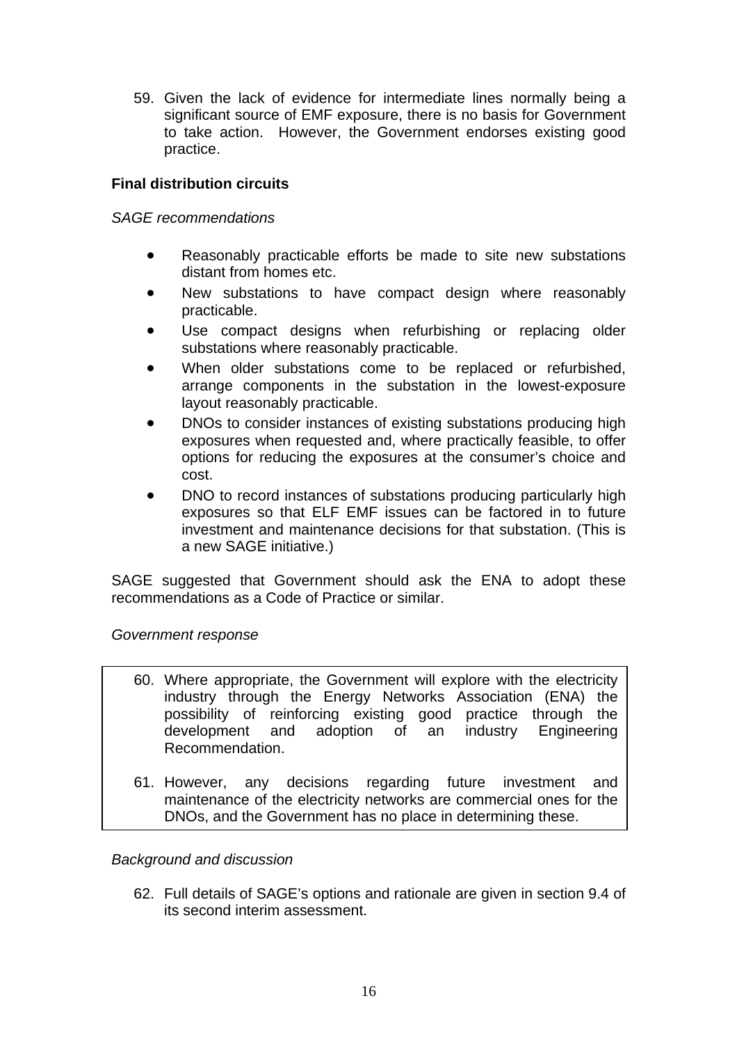59. Given the lack of evidence for intermediate lines normally being a significant source of EMF exposure, there is no basis for Government to take action. However, the Government endorses existing good practice.

**Final distribution circuits**

*SAGE recommendations*

- Reasonably practicable efforts be made to site new substations distant from homes etc.
- New substations to have compact design where reasonably practicable.
- Use compact designs when refurbishing or replacing older substations where reasonably practicable.
- When older substations come to be replaced or refurbished, arrange components in the substation in the lowest-exposure layout reasonably practicable.
- DNOs to consider instances of existing substations producing high exposures when requested and, where practically feasible, to offer options for reducing the exposures at the consumer's choice and cost.
- DNO to record instances of substations producing particularly high exposures so that ELF EMF issues can be factored in to future investment and maintenance decisions for that substation. (This is a new SAGE initiative.)

SAGE suggested that Government should ask the ENA to adopt these recommendations as a Code of Practice or similar.

*Government response*

60. Where appropriate, the Government will explore with the electricity industry through the Energy Networks Association (ENA) the possibility of reinforcing existing good practice through the development and adoption of an industry Engineering Recommendation.

61. However, any decisions regarding future investment and maintenance of the electricity networks are commercial ones for the DNOs, and the Government has no place in determining these.

*Background and discussion*

62. Full details of SAGE's options and rationale are given in section 9.4 of its second interim assessment.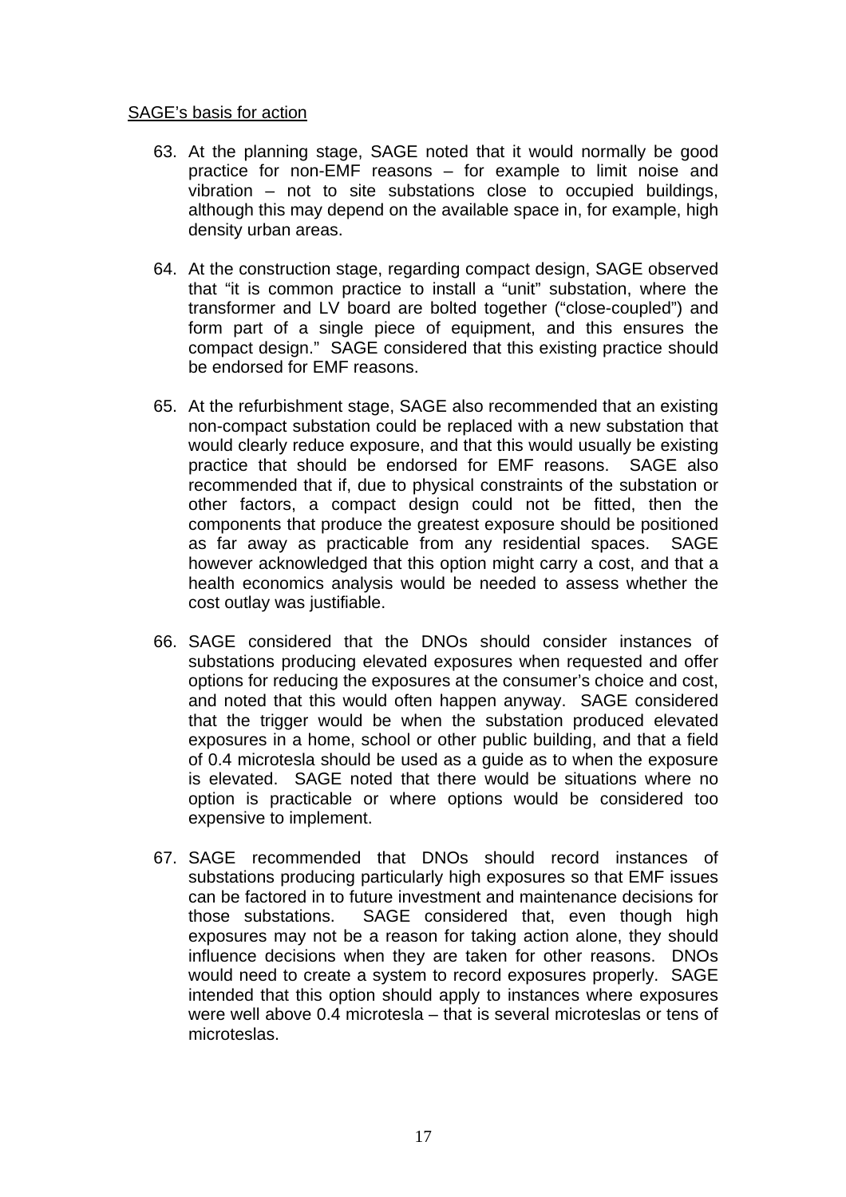<u>SAGE's basis for action</u>

63. At the planning stage, SAGE noted that it would normally be good practice for non-EMF reasons – for example to limit noise and vibration – not to site substations close to occupied buildings, although this may depend on the available space in, for example, high density urban areas.

64. At the construction stage, regarding compact design, SAGE observed that "it is common practice to install a "unit" substation, where the transformer and LV board are bolted together ("close-coupled") and form part of a single piece of equipment, and this ensures the compact design." SAGE considered that this existing practice should be endorsed for EMF reasons.

65. At the refurbishment stage, SAGE also recommended that an existing non-compact substation could be replaced with a new substation that would clearly reduce exposure, and that this would usually be existing practice that should be endorsed for EMF reasons. SAGE also recommended that if, due to physical constraints of the substation or other factors, a compact design could not be fitted, then the components that produce the greatest exposure should be positioned as far away as practicable from any residential spaces. SAGE however acknowledged that this option might carry a cost, and that a health economics analysis would be needed to assess whether the cost outlay was justifiable.

66. SAGE considered that the DNOs should consider instances of substations producing elevated exposures when requested and offer options for reducing the exposures at the consumer's choice and cost, and noted that this would often happen anyway. SAGE considered that the trigger would be when the substation produced elevated exposures in a home, school or other public building, and that a field of 0.4 microtesla should be used as a guide as to when the exposure is elevated. SAGE noted that there would be situations where no option is practicable or where options would be considered too expensive to implement.

67. SAGE recommended that DNOs should record instances of substations producing particularly high exposures so that EMF issues can be factored in to future investment and maintenance decisions for those substations. SAGE considered that, even though high exposures may not be a reason for taking action alone, they should influence decisions when they are taken for other reasons. DNOs would need to create a system to record exposures properly. SAGE intended that this option should apply to instances where exposures were well above 0.4 microtesla – that is several microteslas or tens of microteslas.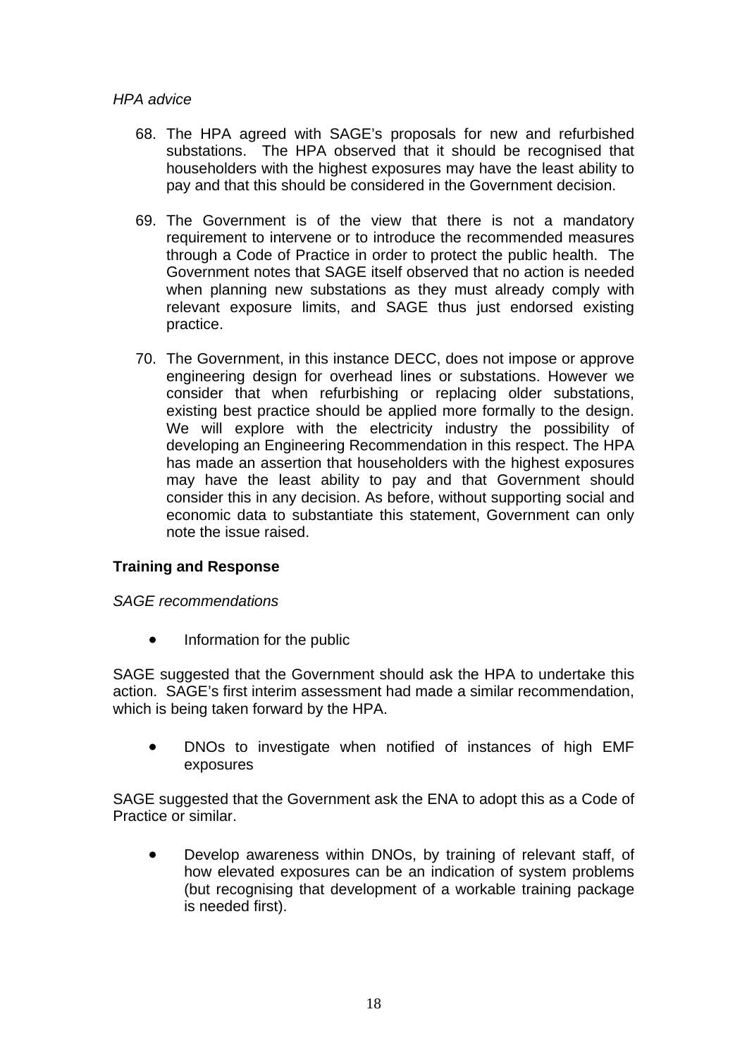*HPA advice*

68. The HPA agreed with SAGE's proposals for new and refurbished substations. The HPA observed that it should be recognised that householders with the highest exposures may have the least ability to pay and that this should be considered in the Government decision.

69. The Government is of the view that there is not a mandatory requirement to intervene or to introduce the recommended measures through a Code of Practice in order to protect the public health. The Government notes that SAGE itself observed that no action is needed when planning new substations as they must already comply with relevant exposure limits, and SAGE thus just endorsed existing practice.

70. The Government, in this instance DECC, does not impose or approve engineering design for overhead lines or substations. However we consider that when refurbishing or replacing older substations, existing best practice should be applied more formally to the design. We will explore with the electricity industry the possibility of developing an Engineering Recommendation in this respect. The HPA has made an assertion that householders with the highest exposures may have the least ability to pay and that Government should consider this in any decision. As before, without supporting social and economic data to substantiate this statement, Government can only note the issue raised.

**Training and Response**

*SAGE recommendations*

- Information for the public

SAGE suggested that the Government should ask the HPA to undertake this action. SAGE's first interim assessment had made a similar recommendation, which is being taken forward by the HPA.

- DNOs to investigate when notified of instances of high EMF exposures

SAGE suggested that the Government ask the ENA to adopt this as a Code of Practice or similar.

- Develop awareness within DNOs, by training of relevant staff, of how elevated exposures can be an indication of system problems (but recognising that development of a workable training package is needed first).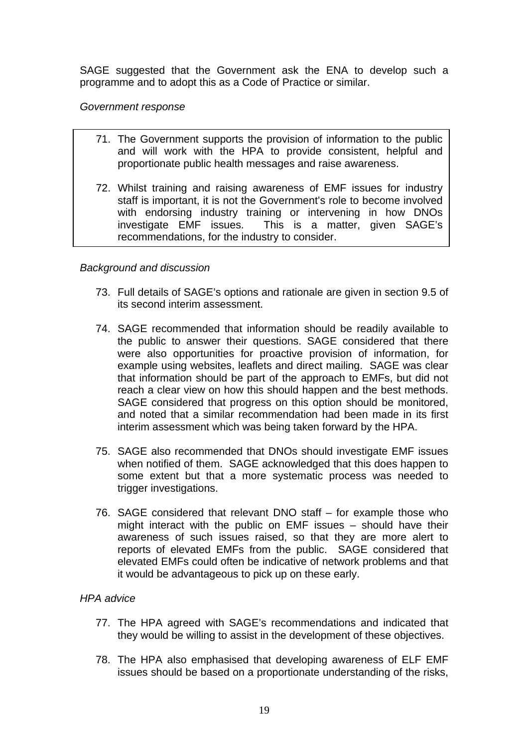SAGE suggested that the Government ask the ENA to develop such a programme and to adopt this as a Code of Practice or similar.

*Government response*

71. The Government supports the provision of information to the public and will work with the HPA to provide consistent, helpful and proportionate public health messages and raise awareness.

72. Whilst training and raising awareness of EMF issues for industry staff is important, it is not the Government's role to become involved with endorsing industry training or intervening in how DNOs investigate EMF issues. This is a matter, given SAGE's recommendations, for the industry to consider.

*Background and discussion*

73. Full details of SAGE's options and rationale are given in section 9.5 of its second interim assessment.

74. SAGE recommended that information should be readily available to the public to answer their questions. SAGE considered that there were also opportunities for proactive provision of information, for example using websites, leaflets and direct mailing. SAGE was clear that information should be part of the approach to EMFs, but did not reach a clear view on how this should happen and the best methods. SAGE considered that progress on this option should be monitored, and noted that a similar recommendation had been made in its first interim assessment which was being taken forward by the HPA.

75. SAGE also recommended that DNOs should investigate EMF issues when notified of them. SAGE acknowledged that this does happen to some extent but that a more systematic process was needed to trigger investigations.

76. SAGE considered that relevant DNO staff – for example those who might interact with the public on EMF issues – should have their awareness of such issues raised, so that they are more alert to reports of elevated EMFs from the public. SAGE considered that elevated EMFs could often be indicative of network problems and that it would be advantageous to pick up on these early.

*HPA advice*

77. The HPA agreed with SAGE's recommendations and indicated that they would be willing to assist in the development of these objectives.

78. The HPA also emphasised that developing awareness of ELF EMF issues should be based on a proportionate understanding of the risks,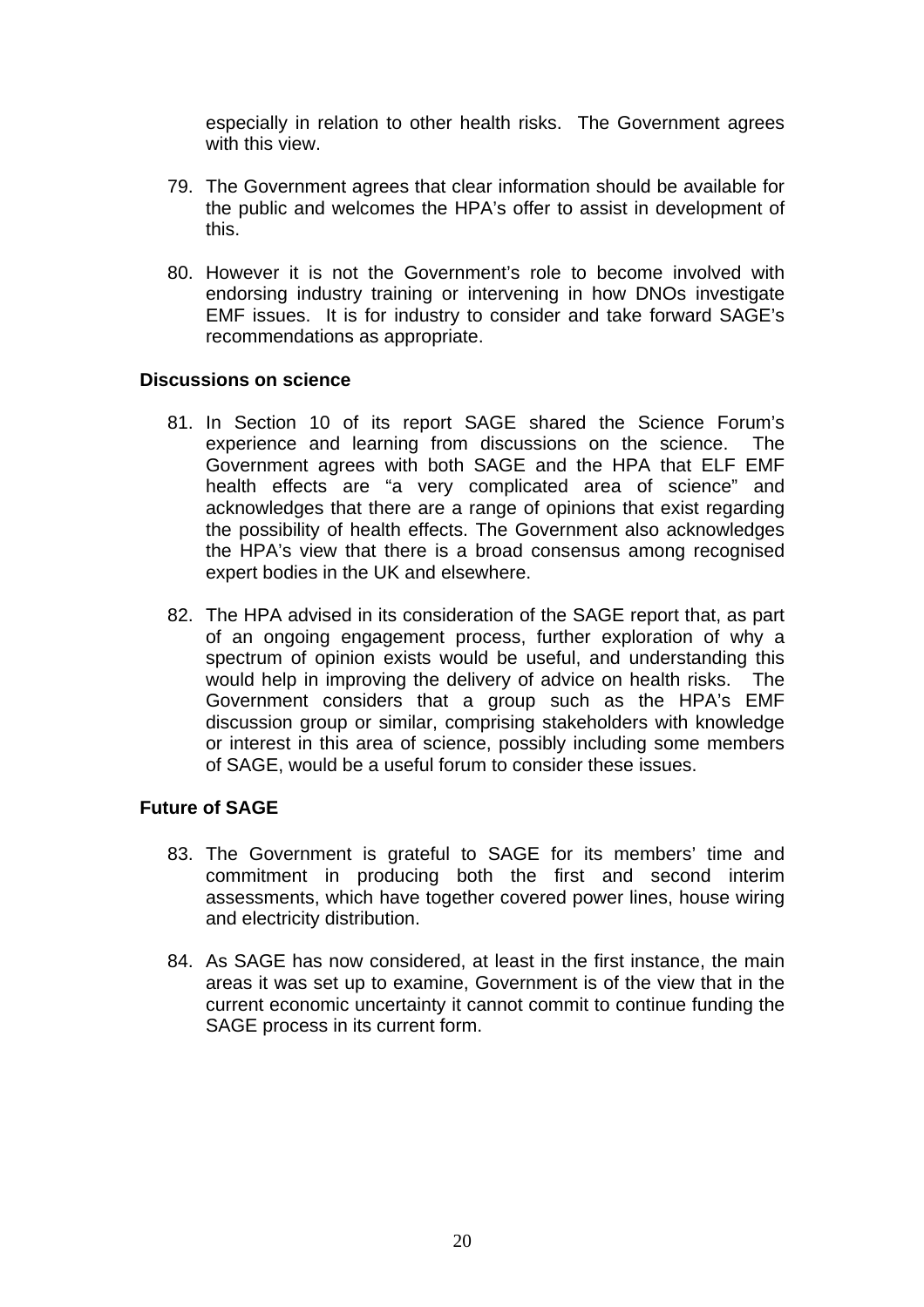especially in relation to other health risks. The Government agrees with this view.

79. The Government agrees that clear information should be available for the public and welcomes the HPA's offer to assist in development of this.

80. However it is not the Government's role to become involved with endorsing industry training or intervening in how DNOs investigate EMF issues. It is for industry to consider and take forward SAGE's recommendations as appropriate.

**Discussions on science**

81. In Section 10 of its report SAGE shared the Science Forum's experience and learning from discussions on the science. The Government agrees with both SAGE and the HPA that ELF EMF health effects are "a very complicated area of science" and acknowledges that there are a range of opinions that exist regarding the possibility of health effects. The Government also acknowledges the HPA's view that there is a broad consensus among recognised expert bodies in the UK and elsewhere.

82. The HPA advised in its consideration of the SAGE report that, as part of an ongoing engagement process, further exploration of why a spectrum of opinion exists would be useful, and understanding this would help in improving the delivery of advice on health risks. The Government considers that a group such as the HPA's EMF discussion group or similar, comprising stakeholders with knowledge or interest in this area of science, possibly including some members of SAGE, would be a useful forum to consider these issues.

**Future of SAGE**

83. The Government is grateful to SAGE for its members' time and commitment in producing both the first and second interim assessments, which have together covered power lines, house wiring and electricity distribution.

84. As SAGE has now considered, at least in the first instance, the main areas it was set up to examine, Government is of the view that in the current economic uncertainty it cannot commit to continue funding the SAGE process in its current form.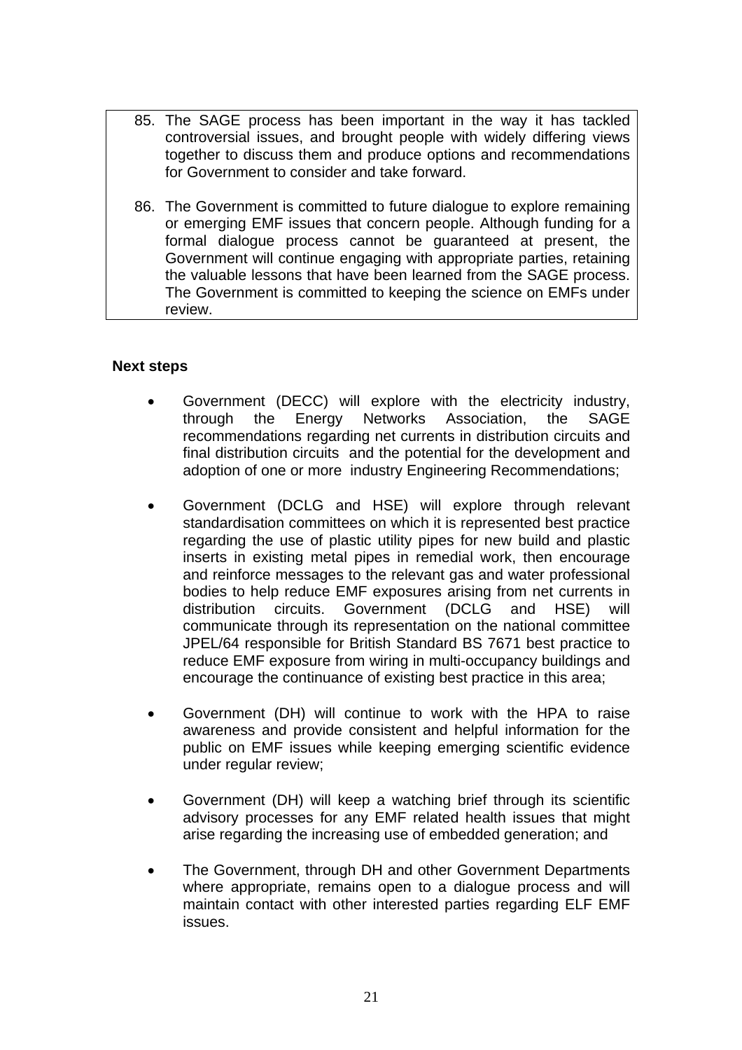85. The SAGE process has been important in the way it has tackled controversial issues, and brought people with widely differing views together to discuss them and produce options and recommendations for Government to consider and take forward.

86. The Government is committed to future dialogue to explore remaining or emerging EMF issues that concern people. Although funding for a formal dialogue process cannot be guaranteed at present, the Government will continue engaging with appropriate parties, retaining the valuable lessons that have been learned from the SAGE process. The Government is committed to keeping the science on EMFs under review.

**Next steps**

- Government (DECC) will explore with the electricity industry, through the Energy Networks Association, the SAGE recommendations regarding net currents in distribution circuits and final distribution circuits and the potential for the development and adoption of one or more industry Engineering Recommendations;

- Government (DCLG and HSE) will explore through relevant standardisation committees on which it is represented best practice regarding the use of plastic utility pipes for new build and plastic inserts in existing metal pipes in remedial work, then encourage and reinforce messages to the relevant gas and water professional bodies to help reduce EMF exposures arising from net currents in distribution circuits. Government (DCLG and HSE) will communicate through its representation on the national committee JPEL/64 responsible for British Standard BS 7671 best practice to reduce EMF exposure from wiring in multi-occupancy buildings and encourage the continuance of existing best practice in this area;

- Government (DH) will continue to work with the HPA to raise awareness and provide consistent and helpful information for the public on EMF issues while keeping emerging scientific evidence under regular review;

- Government (DH) will keep a watching brief through its scientific advisory processes for any EMF related health issues that might arise regarding the increasing use of embedded generation; and

- The Government, through DH and other Government Departments where appropriate, remains open to a dialogue process and will maintain contact with other interested parties regarding ELF EMF issues.